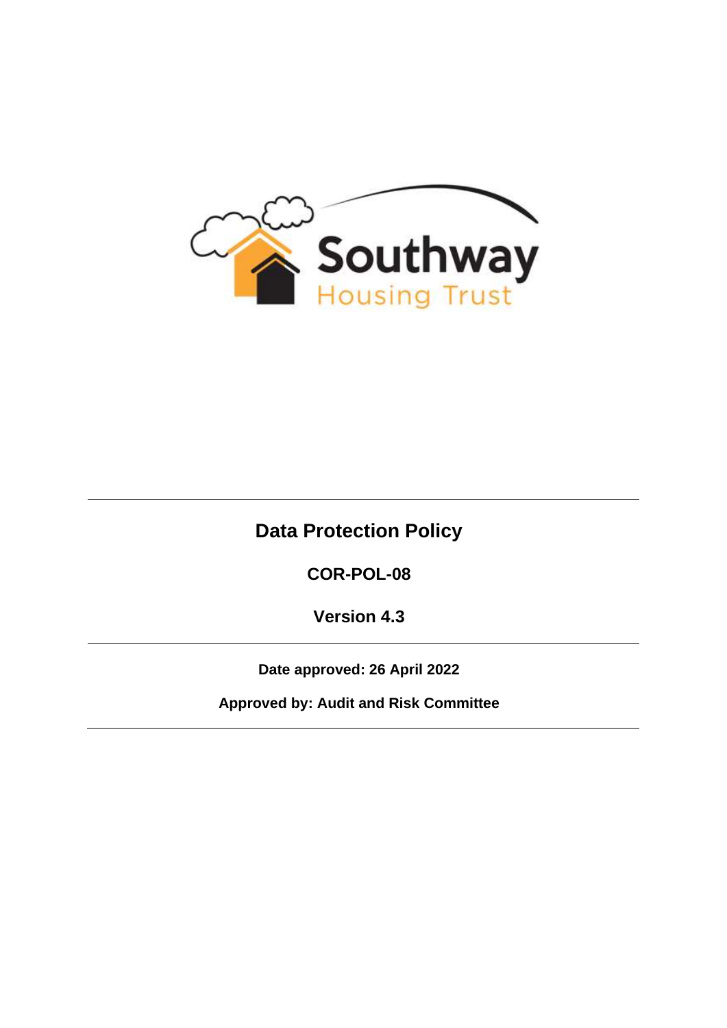Southway Housing Trust

# Data Protection Policy

**COR-POL-08**

**Version 4.3**

**Date approved: 26 April 2022**

**Approved by: Audit and Risk Committee**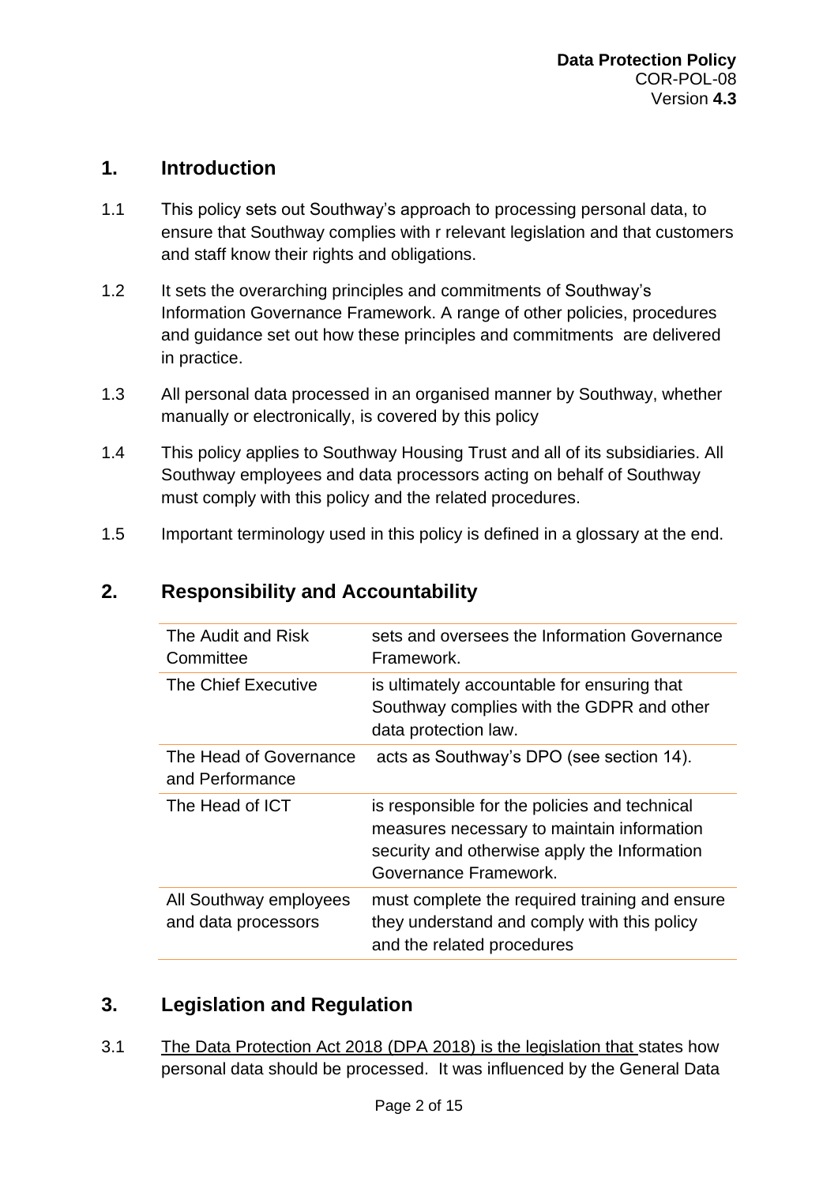## 1. Introduction

1.1 This policy sets out Southway's approach to processing personal data, to ensure that Southway complies with r relevant legislation and that customers and staff know their rights and obligations.

1.2 It sets the overarching principles and commitments of Southway's Information Governance Framework. A range of other policies, procedures and guidance set out how these principles and commitments are delivered in practice.

1.3 All personal data processed in an organised manner by Southway, whether manually or electronically, is covered by this policy

1.4 This policy applies to Southway Housing Trust and all of its subsidiaries. All Southway employees and data processors acting on behalf of Southway must comply with this policy and the related procedures.

1.5 Important terminology used in this policy is defined in a glossary at the end.

## 2. Responsibility and Accountability

| | |
|---|---|
| The Audit and Risk Committee | sets and oversees the Information Governance Framework. |
| The Chief Executive | is ultimately accountable for ensuring that Southway complies with the GDPR and other data protection law. |
| The Head of Governance and Performance | acts as Southway's DPO (see section 14). |
| The Head of ICT | is responsible for the policies and technical measures necessary to maintain information security and otherwise apply the Information Governance Framework. |
| All Southway employees and data processors | must complete the required training and ensure they understand and comply with this policy and the related procedures |

## 3. Legislation and Regulation

3.1 The Data Protection Act 2018 (DPA 2018) is the legislation that states how personal data should be processed. It was influenced by the General Data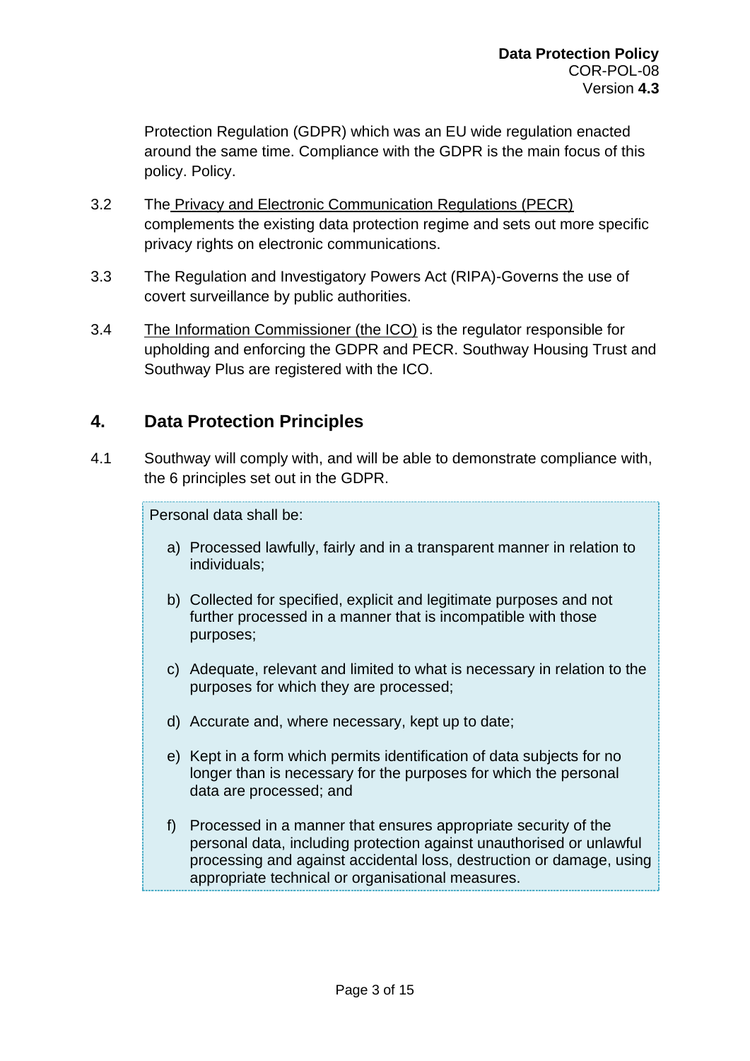Protection Regulation (GDPR) which was an EU wide regulation enacted around the same time. Compliance with the GDPR is the main focus of this policy. Policy.

3.2 The Privacy and Electronic Communication Regulations (PECR) complements the existing data protection regime and sets out more specific privacy rights on electronic communications.

3.3 The Regulation and Investigatory Powers Act (RIPA)-Governs the use of covert surveillance by public authorities.

3.4 The Information Commissioner (the ICO) is the regulator responsible for upholding and enforcing the GDPR and PECR. Southway Housing Trust and Southway Plus are registered with the ICO.

## 4. Data Protection Principles

4.1 Southway will comply with, and will be able to demonstrate compliance with, the 6 principles set out in the GDPR.

> Personal data shall be:
>
> a) Processed lawfully, fairly and in a transparent manner in relation to individuals;
>
> b) Collected for specified, explicit and legitimate purposes and not further processed in a manner that is incompatible with those purposes;
>
> c) Adequate, relevant and limited to what is necessary in relation to the purposes for which they are processed;
>
> d) Accurate and, where necessary, kept up to date;
>
> e) Kept in a form which permits identification of data subjects for no longer than is necessary for the purposes for which the personal data are processed; and
>
> f) Processed in a manner that ensures appropriate security of the personal data, including protection against unauthorised or unlawful processing and against accidental loss, destruction or damage, using appropriate technical or organisational measures.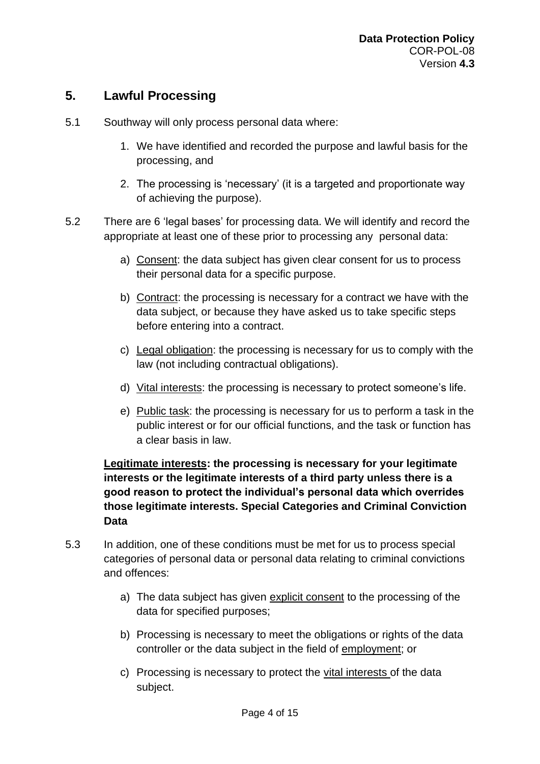## 5. Lawful Processing

5.1 Southway will only process personal data where:

1. We have identified and recorded the purpose and lawful basis for the processing, and
2. The processing is 'necessary' (it is a targeted and proportionate way of achieving the purpose).

5.2 There are 6 'legal bases' for processing data. We will identify and record the appropriate at least one of these prior to processing any personal data:

a) Consent: the data subject has given clear consent for us to process their personal data for a specific purpose.

b) Contract: the processing is necessary for a contract we have with the data subject, or because they have asked us to take specific steps before entering into a contract.

c) Legal obligation: the processing is necessary for us to comply with the law (not including contractual obligations).

d) Vital interests: the processing is necessary to protect someone's life.

e) Public task: the processing is necessary for us to perform a task in the public interest or for our official functions, and the task or function has a clear basis in law.

**Legitimate interests: the processing is necessary for your legitimate interests or the legitimate interests of a third party unless there is a good reason to protect the individual's personal data which overrides those legitimate interests. Special Categories and Criminal Conviction Data**

5.3 In addition, one of these conditions must be met for us to process special categories of personal data or personal data relating to criminal convictions and offences:

a) The data subject has given explicit consent to the processing of the data for specified purposes;

b) Processing is necessary to meet the obligations or rights of the data controller or the data subject in the field of employment; or

c) Processing is necessary to protect the vital interests of the data subject.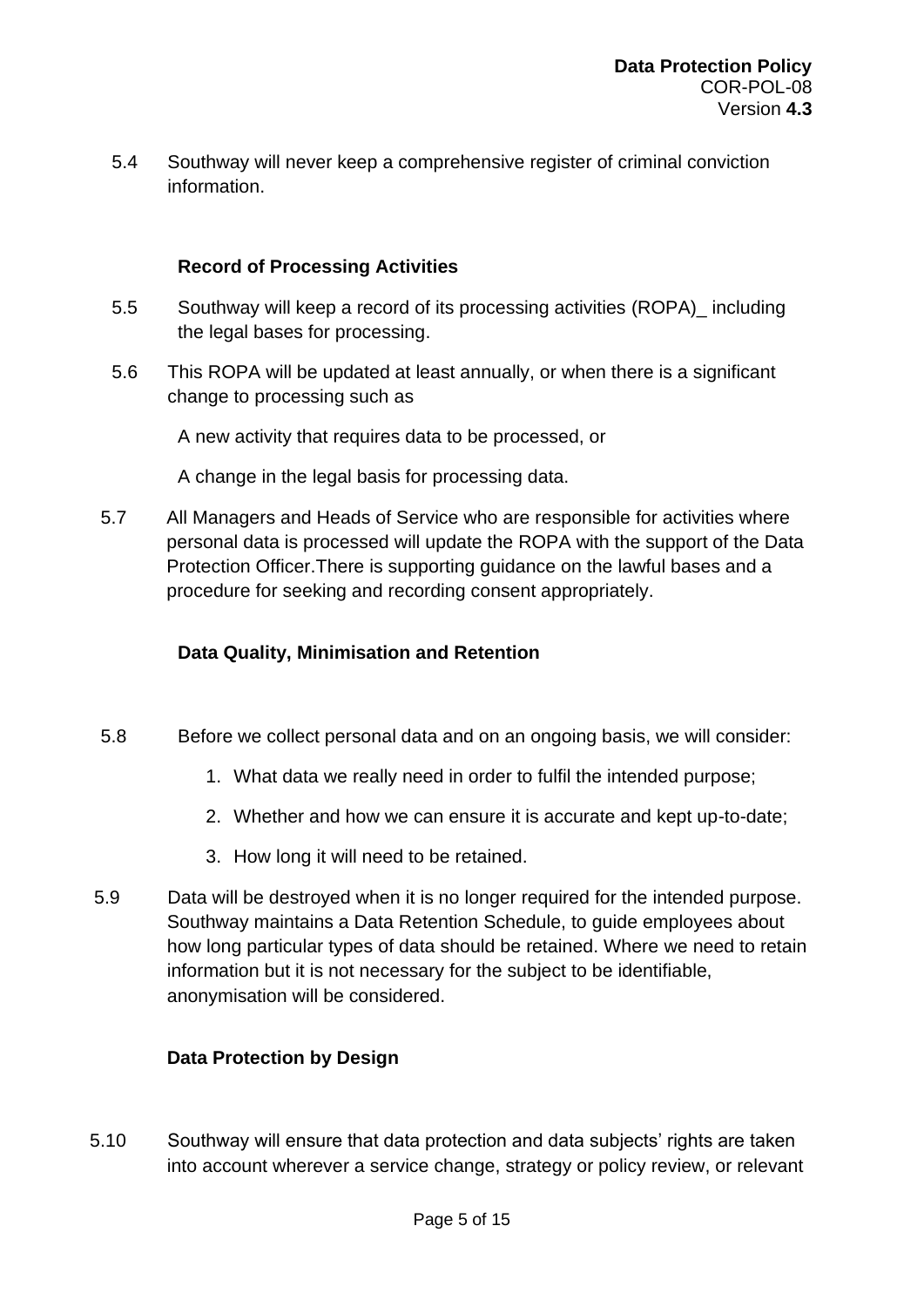5.4 Southway will never keep a comprehensive register of criminal conviction information.

**Record of Processing Activities**

5.5 Southway will keep a record of its processing activities (ROPA)_ including the legal bases for processing.

5.6 This ROPA will be updated at least annually, or when there is a significant change to processing such as

A new activity that requires data to be processed, or

A change in the legal basis for processing data.

5.7 All Managers and Heads of Service who are responsible for activities where personal data is processed will update the ROPA with the support of the Data Protection Officer.There is supporting guidance on the lawful bases and a procedure for seeking and recording consent appropriately.

**Data Quality, Minimisation and Retention**

5.8 Before we collect personal data and on an ongoing basis, we will consider:

1. What data we really need in order to fulfil the intended purpose;
2. Whether and how we can ensure it is accurate and kept up-to-date;
3. How long it will need to be retained.

5.9 Data will be destroyed when it is no longer required for the intended purpose. Southway maintains a Data Retention Schedule, to guide employees about how long particular types of data should be retained. Where we need to retain information but it is not necessary for the subject to be identifiable, anonymisation will be considered.

**Data Protection by Design**

5.10 Southway will ensure that data protection and data subjects' rights are taken into account wherever a service change, strategy or policy review, or relevant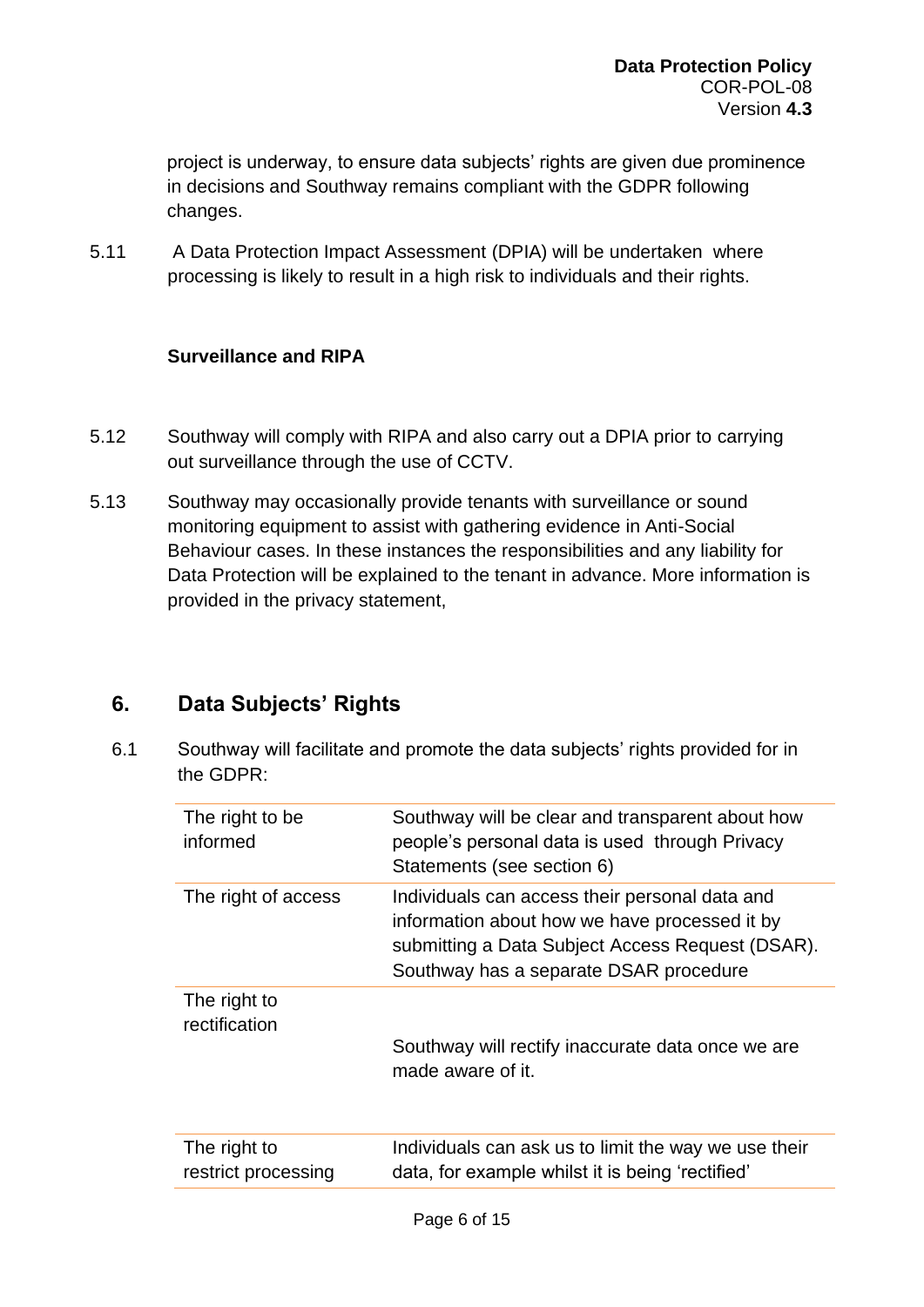project is underway, to ensure data subjects' rights are given due prominence in decisions and Southway remains compliant with the GDPR following changes.

5.11 A Data Protection Impact Assessment (DPIA) will be undertaken where processing is likely to result in a high risk to individuals and their rights.

### Surveillance and RIPA

5.12 Southway will comply with RIPA and also carry out a DPIA prior to carrying out surveillance through the use of CCTV.

5.13 Southway may occasionally provide tenants with surveillance or sound monitoring equipment to assist with gathering evidence in Anti-Social Behaviour cases. In these instances the responsibilities and any liability for Data Protection will be explained to the tenant in advance. More information is provided in the privacy statement,

## 6. Data Subjects' Rights

6.1 Southway will facilitate and promote the data subjects' rights provided for in the GDPR:

| | |
|---|---|
| The right to be informed | Southway will be clear and transparent about how people's personal data is used through Privacy Statements (see section 6) |
| The right of access | Individuals can access their personal data and information about how we have processed it by submitting a Data Subject Access Request (DSAR). Southway has a separate DSAR procedure |
| The right to rectification | Southway will rectify inaccurate data once we are made aware of it. |
| The right to restrict processing | Individuals can ask us to limit the way we use their data, for example whilst it is being 'rectified' |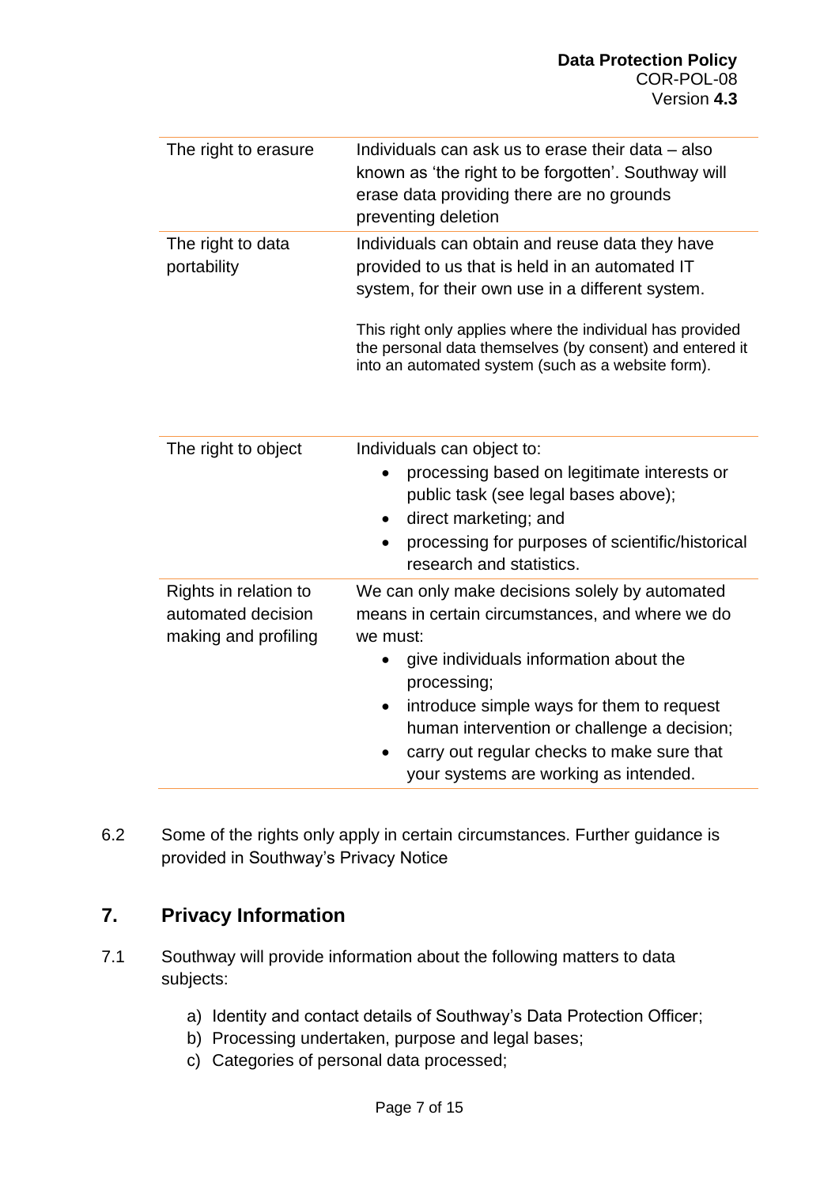| | |
|---|---|
| The right to erasure | Individuals can ask us to erase their data – also known as 'the right to be forgotten'. Southway will erase data providing there are no grounds preventing deletion |
| The right to data portability | Individuals can obtain and reuse data they have provided to us that is held in an automated IT system, for their own use in a different system.<br><br>This right only applies where the individual has provided the personal data themselves (by consent) and entered it into an automated system (such as a website form). |
| The right to object | Individuals can object to:<br>• processing based on legitimate interests or public task (see legal bases above);<br>• direct marketing; and<br>• processing for purposes of scientific/historical research and statistics. |
| Rights in relation to automated decision making and profiling | We can only make decisions solely by automated means in certain circumstances, and where we do we must:<br>• give individuals information about the processing;<br>• introduce simple ways for them to request human intervention or challenge a decision;<br>• carry out regular checks to make sure that your systems are working as intended. |

6.2 Some of the rights only apply in certain circumstances. Further guidance is provided in Southway's Privacy Notice

## 7. Privacy Information

7.1 Southway will provide information about the following matters to data subjects:

a) Identity and contact details of Southway's Data Protection Officer;
b) Processing undertaken, purpose and legal bases;
c) Categories of personal data processed;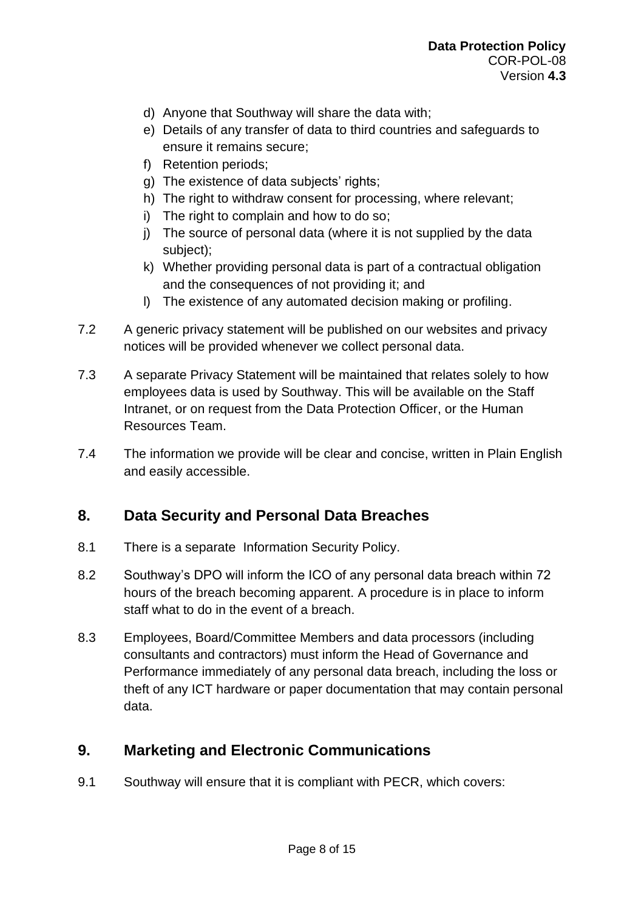d) Anyone that Southway will share the data with;
e) Details of any transfer of data to third countries and safeguards to ensure it remains secure;
f) Retention periods;
g) The existence of data subjects' rights;
h) The right to withdraw consent for processing, where relevant;
i) The right to complain and how to do so;
j) The source of personal data (where it is not supplied by the data subject);
k) Whether providing personal data is part of a contractual obligation and the consequences of not providing it; and
l) The existence of any automated decision making or profiling.

7.2 A generic privacy statement will be published on our websites and privacy notices will be provided whenever we collect personal data.

7.3 A separate Privacy Statement will be maintained that relates solely to how employees data is used by Southway. This will be available on the Staff Intranet, or on request from the Data Protection Officer, or the Human Resources Team.

7.4 The information we provide will be clear and concise, written in Plain English and easily accessible.

## 8. Data Security and Personal Data Breaches

8.1 There is a separate Information Security Policy.

8.2 Southway's DPO will inform the ICO of any personal data breach within 72 hours of the breach becoming apparent. A procedure is in place to inform staff what to do in the event of a breach.

8.3 Employees, Board/Committee Members and data processors (including consultants and contractors) must inform the Head of Governance and Performance immediately of any personal data breach, including the loss or theft of any ICT hardware or paper documentation that may contain personal data.

## 9. Marketing and Electronic Communications

9.1 Southway will ensure that it is compliant with PECR, which covers: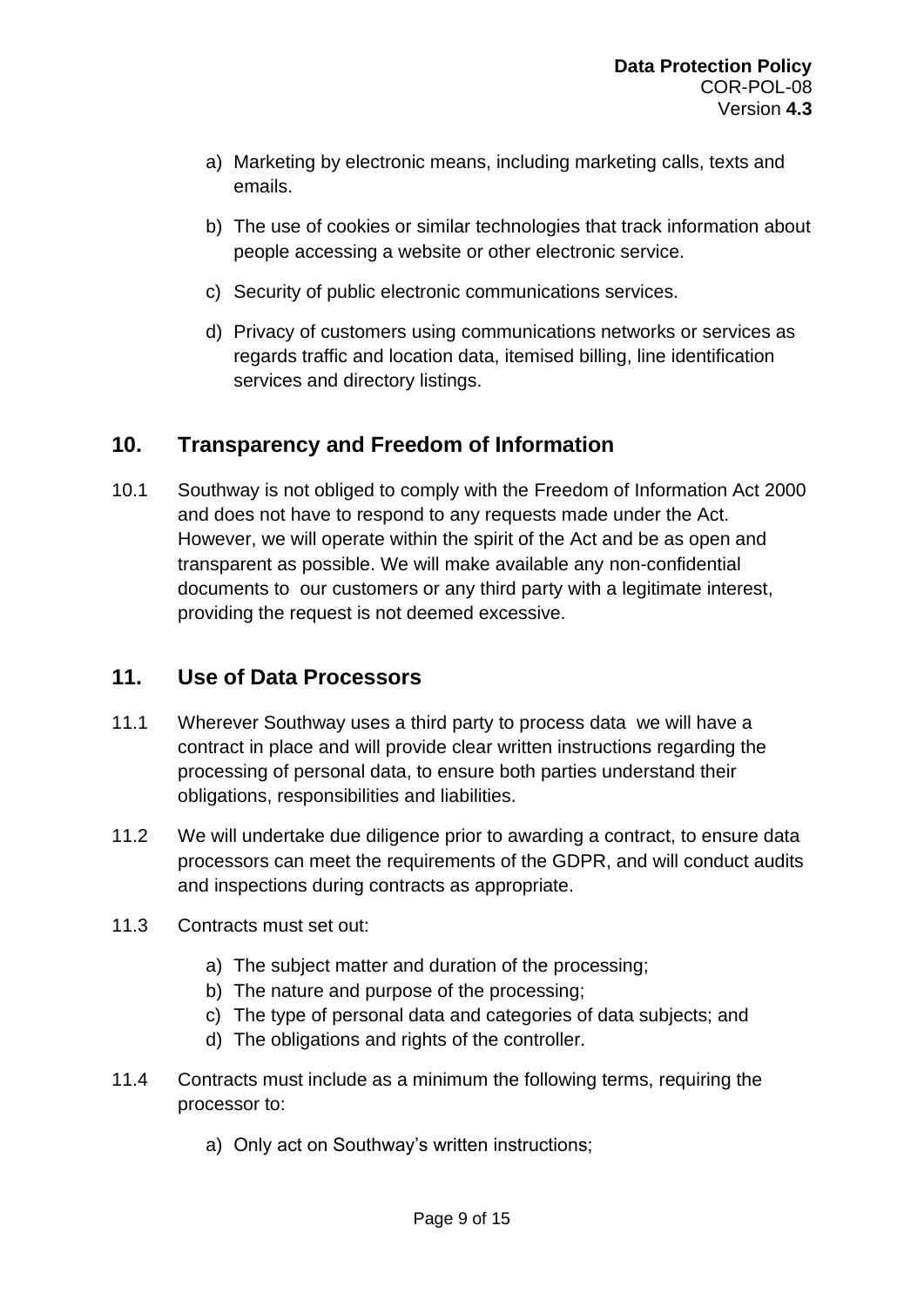a) Marketing by electronic means, including marketing calls, texts and emails.

b) The use of cookies or similar technologies that track information about people accessing a website or other electronic service.

c) Security of public electronic communications services.

d) Privacy of customers using communications networks or services as regards traffic and location data, itemised billing, line identification services and directory listings.

## 10. Transparency and Freedom of Information

10.1 Southway is not obliged to comply with the Freedom of Information Act 2000 and does not have to respond to any requests made under the Act. However, we will operate within the spirit of the Act and be as open and transparent as possible. We will make available any non-confidential documents to our customers or any third party with a legitimate interest, providing the request is not deemed excessive.

## 11. Use of Data Processors

11.1 Wherever Southway uses a third party to process data we will have a contract in place and will provide clear written instructions regarding the processing of personal data, to ensure both parties understand their obligations, responsibilities and liabilities.

11.2 We will undertake due diligence prior to awarding a contract, to ensure data processors can meet the requirements of the GDPR, and will conduct audits and inspections during contracts as appropriate.

11.3 Contracts must set out:

a) The subject matter and duration of the processing;
b) The nature and purpose of the processing;
c) The type of personal data and categories of data subjects; and
d) The obligations and rights of the controller.

11.4 Contracts must include as a minimum the following terms, requiring the processor to:

a) Only act on Southway's written instructions;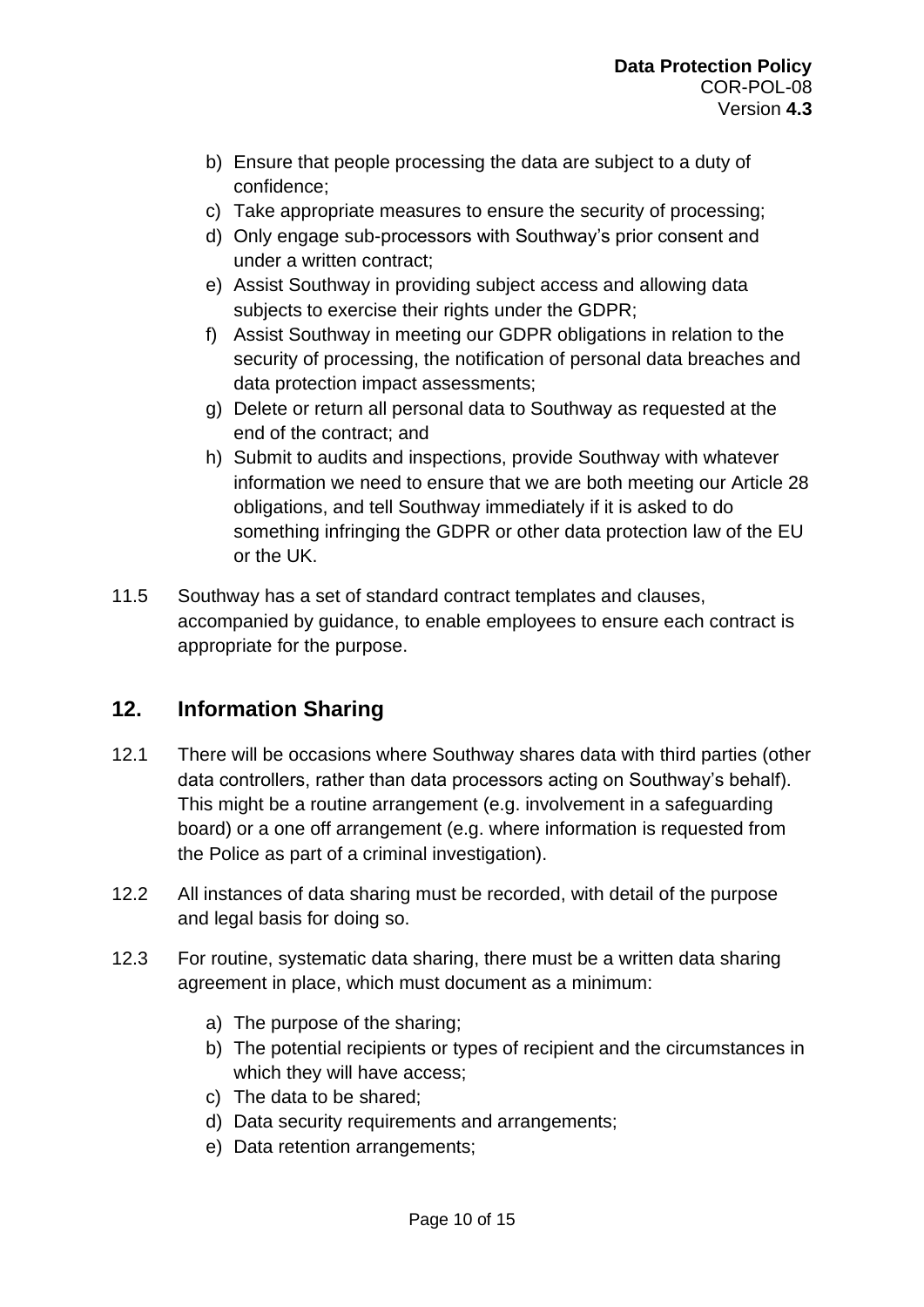b) Ensure that people processing the data are subject to a duty of confidence;
c) Take appropriate measures to ensure the security of processing;
d) Only engage sub-processors with Southway's prior consent and under a written contract;
e) Assist Southway in providing subject access and allowing data subjects to exercise their rights under the GDPR;
f) Assist Southway in meeting our GDPR obligations in relation to the security of processing, the notification of personal data breaches and data protection impact assessments;
g) Delete or return all personal data to Southway as requested at the end of the contract; and
h) Submit to audits and inspections, provide Southway with whatever information we need to ensure that we are both meeting our Article 28 obligations, and tell Southway immediately if it is asked to do something infringing the GDPR or other data protection law of the EU or the UK.

11.5 Southway has a set of standard contract templates and clauses, accompanied by guidance, to enable employees to ensure each contract is appropriate for the purpose.

## 12. Information Sharing

12.1 There will be occasions where Southway shares data with third parties (other data controllers, rather than data processors acting on Southway's behalf). This might be a routine arrangement (e.g. involvement in a safeguarding board) or a one off arrangement (e.g. where information is requested from the Police as part of a criminal investigation).

12.2 All instances of data sharing must be recorded, with detail of the purpose and legal basis for doing so.

12.3 For routine, systematic data sharing, there must be a written data sharing agreement in place, which must document as a minimum:

a) The purpose of the sharing;
b) The potential recipients or types of recipient and the circumstances in which they will have access;
c) The data to be shared;
d) Data security requirements and arrangements;
e) Data retention arrangements;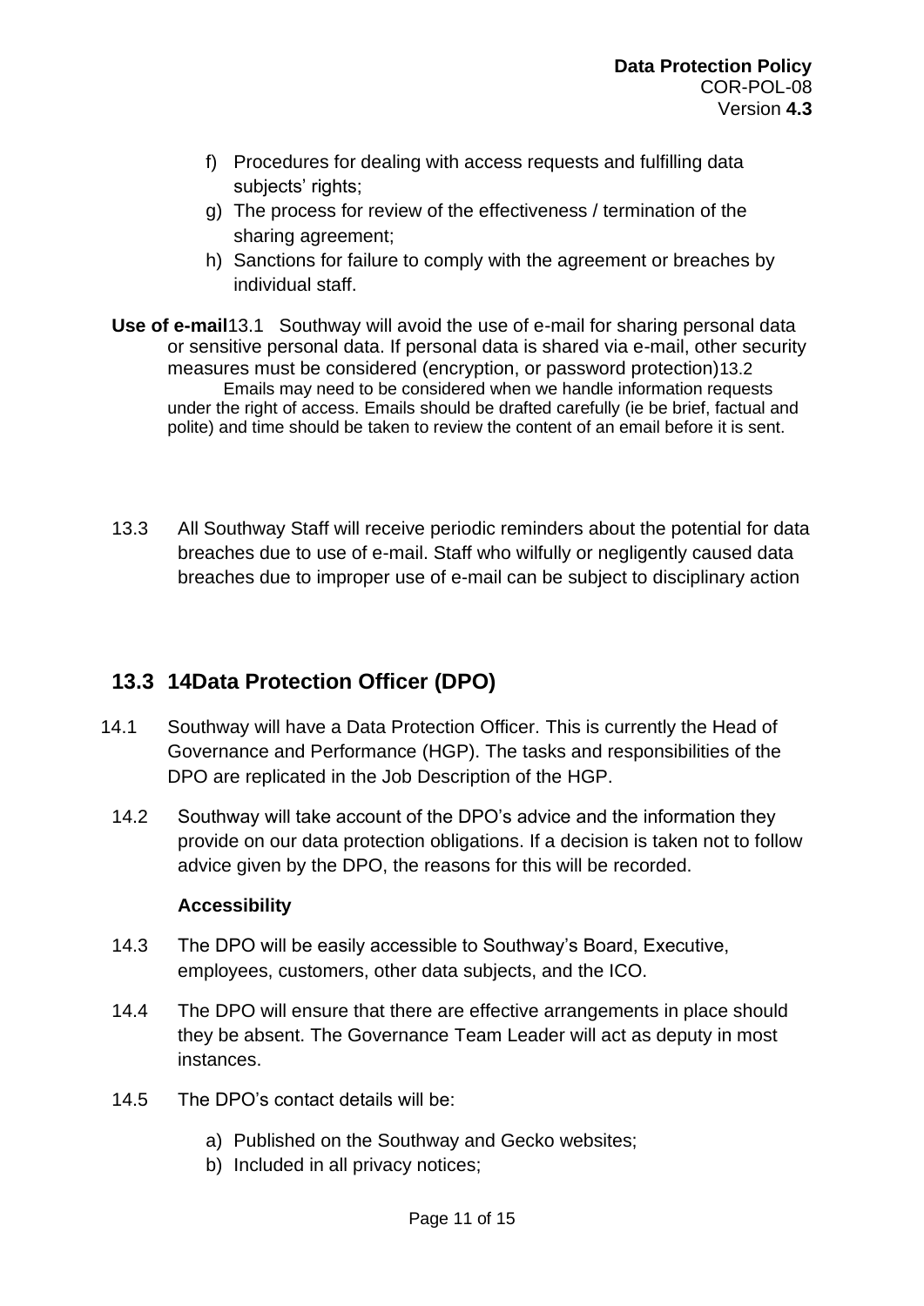f) Procedures for dealing with access requests and fulfilling data subjects' rights;
g) The process for review of the effectiveness / termination of the sharing agreement;
h) Sanctions for failure to comply with the agreement or breaches by individual staff.

**Use of e-mail**

13.1 Southway will avoid the use of e-mail for sharing personal data or sensitive personal data. If personal data is shared via e-mail, other security measures must be considered (encryption, or password protection)

13.2 Emails may need to be considered when we handle information requests under the right of access. Emails should be drafted carefully (ie be brief, factual and polite) and time should be taken to review the content of an email before it is sent.

13.3 All Southway Staff will receive periodic reminders about the potential for data breaches due to use of e-mail. Staff who wilfully or negligently caused data breaches due to improper use of e-mail can be subject to disciplinary action

## 13.3 14Data Protection Officer (DPO)

14.1 Southway will have a Data Protection Officer. This is currently the Head of Governance and Performance (HGP). The tasks and responsibilities of the DPO are replicated in the Job Description of the HGP.

14.2 Southway will take account of the DPO's advice and the information they provide on our data protection obligations. If a decision is taken not to follow advice given by the DPO, the reasons for this will be recorded.

**Accessibility**

14.3 The DPO will be easily accessible to Southway's Board, Executive, employees, customers, other data subjects, and the ICO.

14.4 The DPO will ensure that there are effective arrangements in place should they be absent. The Governance Team Leader will act as deputy in most instances.

14.5 The DPO's contact details will be:

a) Published on the Southway and Gecko websites;
b) Included in all privacy notices;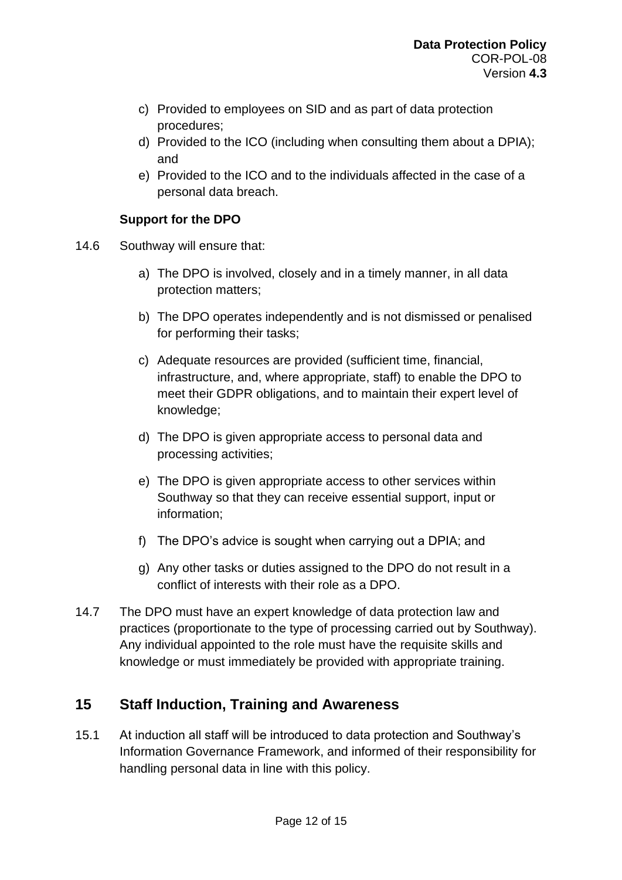c) Provided to employees on SID and as part of data protection procedures;
d) Provided to the ICO (including when consulting them about a DPIA); and
e) Provided to the ICO and to the individuals affected in the case of a personal data breach.

**Support for the DPO**

14.6 Southway will ensure that:

a) The DPO is involved, closely and in a timely manner, in all data protection matters;

b) The DPO operates independently and is not dismissed or penalised for performing their tasks;

c) Adequate resources are provided (sufficient time, financial, infrastructure, and, where appropriate, staff) to enable the DPO to meet their GDPR obligations, and to maintain their expert level of knowledge;

d) The DPO is given appropriate access to personal data and processing activities;

e) The DPO is given appropriate access to other services within Southway so that they can receive essential support, input or information;

f) The DPO's advice is sought when carrying out a DPIA; and

g) Any other tasks or duties assigned to the DPO do not result in a conflict of interests with their role as a DPO.

14.7 The DPO must have an expert knowledge of data protection law and practices (proportionate to the type of processing carried out by Southway). Any individual appointed to the role must have the requisite skills and knowledge or must immediately be provided with appropriate training.

## 15 Staff Induction, Training and Awareness

15.1 At induction all staff will be introduced to data protection and Southway's Information Governance Framework, and informed of their responsibility for handling personal data in line with this policy.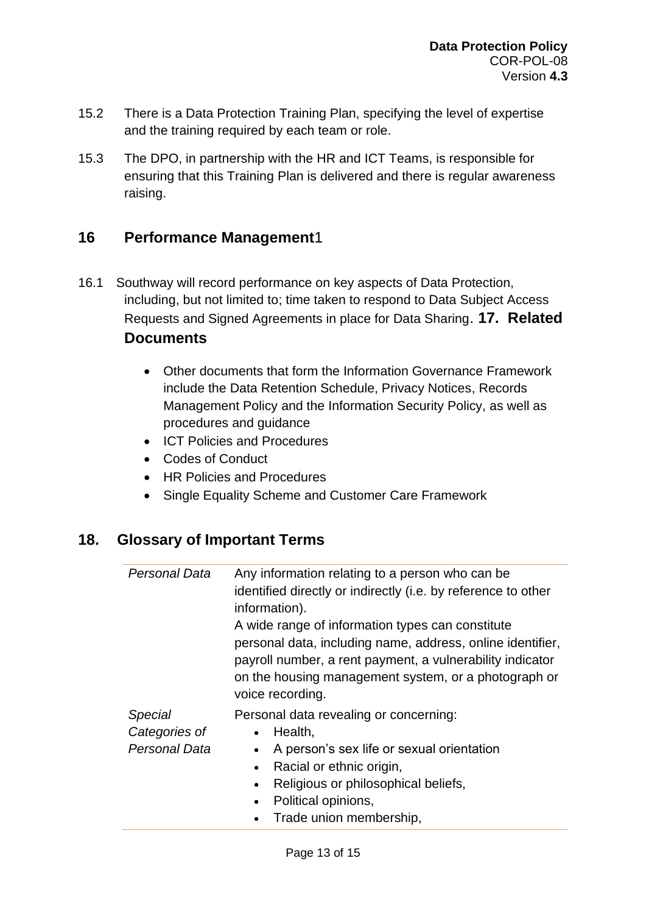15.2 There is a Data Protection Training Plan, specifying the level of expertise and the training required by each team or role.

15.3 The DPO, in partnership with the HR and ICT Teams, is responsible for ensuring that this Training Plan is delivered and there is regular awareness raising.

## 16 Performance Management1

16.1 Southway will record performance on key aspects of Data Protection, including, but not limited to; time taken to respond to Data Subject Access Requests and Signed Agreements in place for Data Sharing.

## 17. Related Documents

- Other documents that form the Information Governance Framework include the Data Retention Schedule, Privacy Notices, Records Management Policy and the Information Security Policy, as well as procedures and guidance
- ICT Policies and Procedures
- Codes of Conduct
- HR Policies and Procedures
- Single Equality Scheme and Customer Care Framework

## 18. Glossary of Important Terms

| Term | Definition |
|---|---|
| *Personal Data* | Any information relating to a person who can be identified directly or indirectly (i.e. by reference to other information).<br>A wide range of information types can constitute personal data, including name, address, online identifier, payroll number, a rent payment, a vulnerability indicator on the housing management system, or a photograph or voice recording. |
| *Special Categories of Personal Data* | Personal data revealing or concerning:<br>• Health,<br>• A person's sex life or sexual orientation<br>• Racial or ethnic origin,<br>• Religious or philosophical beliefs,<br>• Political opinions,<br>• Trade union membership, |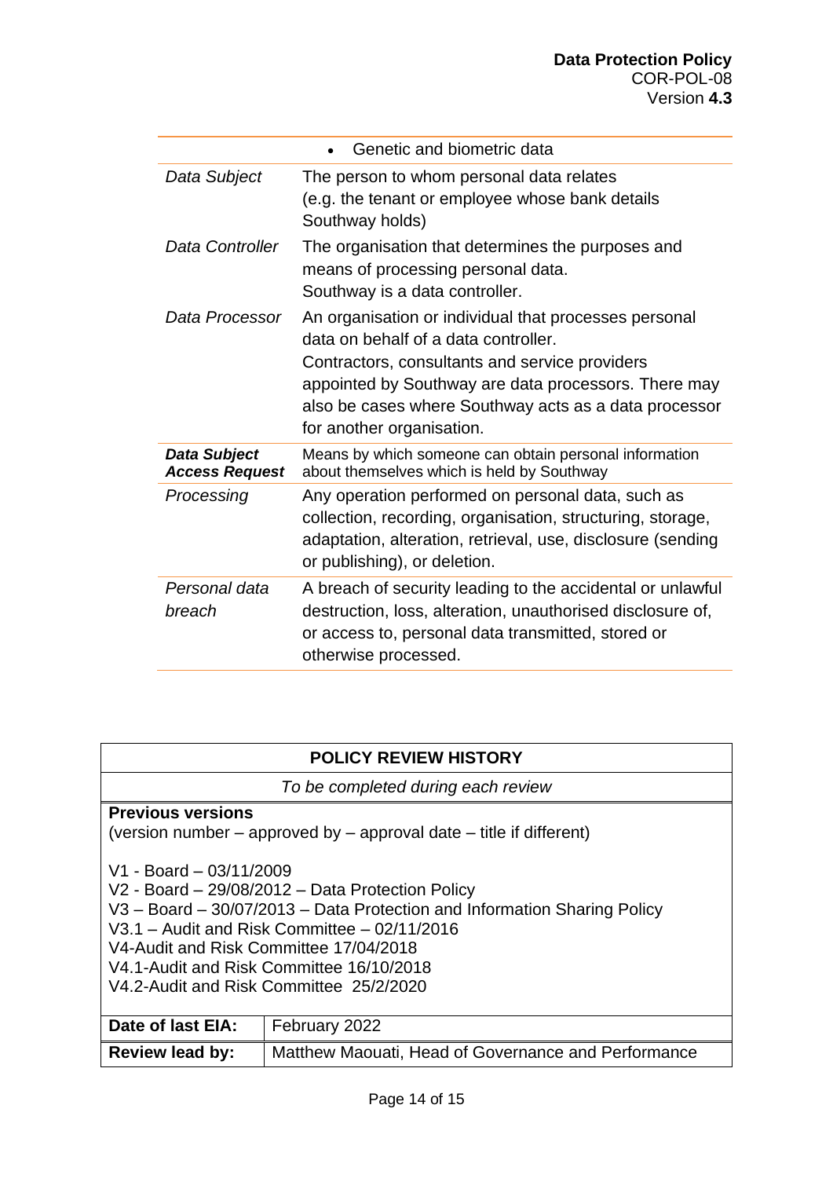| | |
|---|---|
| | • Genetic and biometric data |
| *Data Subject* | The person to whom personal data relates (e.g. the tenant or employee whose bank details Southway holds) |
| *Data Controller* | The organisation that determines the purposes and means of processing personal data. Southway is a data controller. |
| *Data Processor* | An organisation or individual that processes personal data on behalf of a data controller. Contractors, consultants and service providers appointed by Southway are data processors. There may also be cases where Southway acts as a data processor for another organisation. |
| ***Data Subject Access Request*** | Means by which someone can obtain personal information about themselves which is held by Southway |
| *Processing* | Any operation performed on personal data, such as collection, recording, organisation, structuring, storage, adaptation, alteration, retrieval, use, disclosure (sending or publishing), or deletion. |
| *Personal data breach* | A breach of security leading to the accidental or unlawful destruction, loss, alteration, unauthorised disclosure of, or access to, personal data transmitted, stored or otherwise processed. |

| **POLICY REVIEW HISTORY** | |
|---|---|
| *To be completed during each review* | |
| **Previous versions**<br>(version number – approved by – approval date – title if different)<br><br>V1 - Board – 03/11/2009<br>V2 - Board – 29/08/2012 – Data Protection Policy<br>V3 – Board – 30/07/2013 – Data Protection and Information Sharing Policy<br>V3.1 – Audit and Risk Committee – 02/11/2016<br>V4-Audit and Risk Committee 17/04/2018<br>V4.1-Audit and Risk Committee 16/10/2018<br>V4.2-Audit and Risk Committee 25/2/2020 | |
| **Date of last EIA:** | February 2022 |
| **Review lead by:** | Matthew Maouati, Head of Governance and Performance |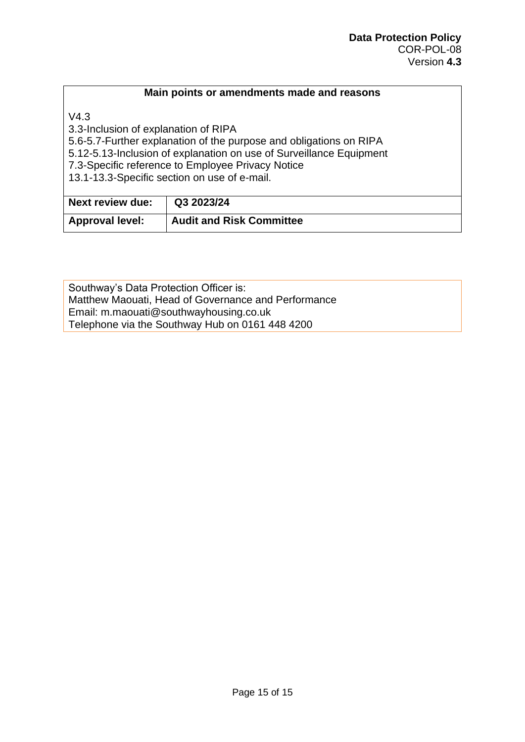| Main points or amendments made and reasons | |
|---|---|
| V4.3<br>3.3-Inclusion of explanation of RIPA<br>5.6-5.7-Further explanation of the purpose and obligations on RIPA<br>5.12-5.13-Inclusion of explanation on use of Surveillance Equipment<br>7.3-Specific reference to Employee Privacy Notice<br>13.1-13.3-Specific section on use of e-mail. | |
| **Next review due:** | **Q3 2023/24** |
| **Approval level:** | **Audit and Risk Committee** |

Southway's Data Protection Officer is:
Matthew Maouati, Head of Governance and Performance
Email: m.maouati@southwayhousing.co.uk
Telephone via the Southway Hub on 0161 448 4200